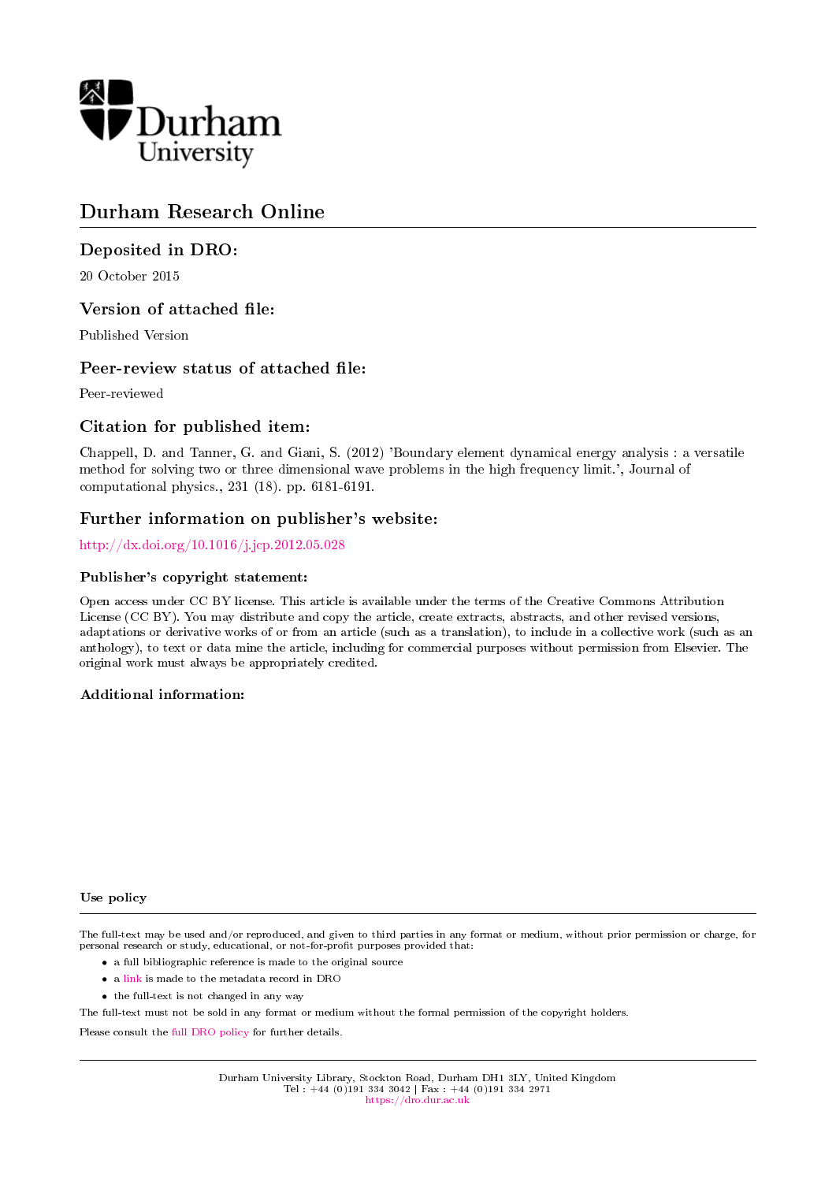Durham University

# Durham Research Online

## Deposited in DRO:

20 October 2015

## Version of attached file:

Published Version

## Peer-review status of attached file:

Peer-reviewed

## Citation for published item:

Chappell, D. and Tanner, G. and Giani, S. (2012) 'Boundary element dynamical energy analysis : a versatile method for solving two or three dimensional wave problems in the high frequency limit.', Journal of computational physics., 231 (18). pp. 6181-6191.

## Further information on publisher's website:

http://dx.doi.org/10.1016/j.jcp.2012.05.028

### Publisher's copyright statement:

Open access under CC BY license. This article is available under the terms of the Creative Commons Attribution License (CC BY). You may distribute and copy the article, create extracts, abstracts, and other revised versions, adaptations or derivative works of or from an article (such as a translation), to include in a collective work (such as an anthology), to text or data mine the article, including for commercial purposes without permission from Elsevier. The original work must always be appropriately credited.

### Additional information:

### Use policy

The full-text may be used and/or reproduced, and given to third parties in any format or medium, without prior permission or charge, for personal research or study, educational, or not-for-profit purposes provided that:

- a full bibliographic reference is made to the original source
- a link is made to the metadata record in DRO
- the full-text is not changed in any way

The full-text must not be sold in any format or medium without the formal permission of the copyright holders.

Please consult the full DRO policy for further details.

Durham University Library, Stockton Road, Durham DH1 3LY, United Kingdom
Tel : +44 (0)191 334 3042 | Fax : +44 (0)191 334 2971
https://dro.dur.ac.uk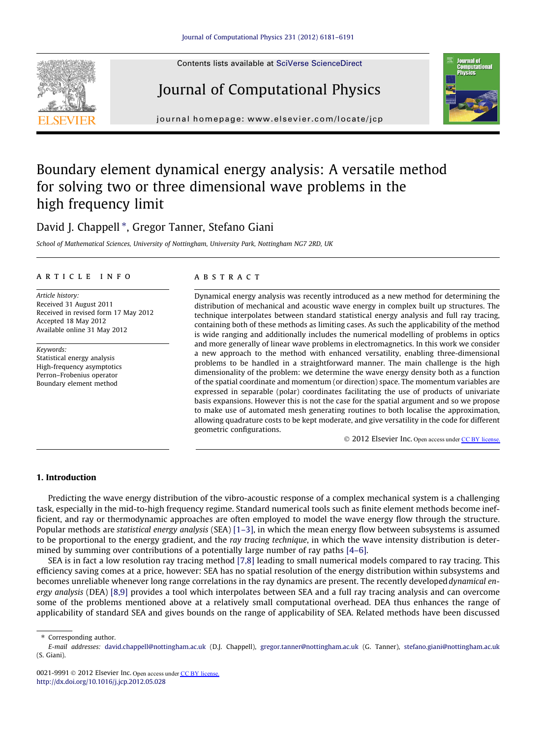# Boundary element dynamical energy analysis: A versatile method for solving two or three dimensional wave problems in the high frequency limit

David J. Chappell *, Gregor Tanner, Stefano Giani

*School of Mathematical Sciences, University of Nottingham, University Park, Nottingham NG7 2RD, UK*

---

**ARTICLE INFO**

*Article history:*
Received 31 August 2011
Received in revised form 17 May 2012
Accepted 18 May 2012
Available online 31 May 2012

*Keywords:*
Statistical energy analysis
High-frequency asymptotics
Perron–Frobenius operator
Boundary element method

---

**ABSTRACT**

Dynamical energy analysis was recently introduced as a new method for determining the distribution of mechanical and acoustic wave energy in complex built up structures. The technique interpolates between standard statistical energy analysis and full ray tracing, containing both of these methods as limiting cases. As such the applicability of the method is wide ranging and additionally includes the numerical modelling of problems in optics and more generally of linear wave problems in electromagnetics. In this work we consider a new approach to the method with enhanced versatility, enabling three-dimensional problems to be handled in a straightforward manner. The main challenge is the high dimensionality of the problem: we determine the wave energy density both as a function of the spatial coordinate and momentum (or direction) space. The momentum variables are expressed in separable (polar) coordinates facilitating the use of products of univariate basis expansions. However this is not the case for the spatial argument and so we propose to make use of automated mesh generating routines to both localise the approximation, allowing quadrature costs to be kept moderate, and give versatility in the code for different geometric configurations.

© 2012 Elsevier Inc. Open access under CC BY license.

---

## 1. Introduction

Predicting the wave energy distribution of the vibro-acoustic response of a complex mechanical system is a challenging task, especially in the mid-to-high frequency regime. Standard numerical tools such as finite element methods become inefficient, and ray or thermodynamic approaches are often employed to model the wave energy flow through the structure. Popular methods are *statistical energy analysis* (SEA) [1–3], in which the mean energy flow between subsystems is assumed to be proportional to the energy gradient, and the *ray tracing technique*, in which the wave intensity distribution is determined by summing over contributions of a potentially large number of ray paths [4–6].

SEA is in fact a low resolution ray tracing method [7,8] leading to small numerical models compared to ray tracing. This efficiency saving comes at a price, however: SEA has no spatial resolution of the energy distribution within subsystems and becomes unreliable whenever long range correlations in the ray dynamics are present. The recently developed *dynamical energy analysis* (DEA) [8,9] provides a tool which interpolates between SEA and a full ray tracing analysis and can overcome some of the problems mentioned above at a relatively small computational overhead. DEA thus enhances the range of applicability of standard SEA and gives bounds on the range of applicability of SEA. Related methods have been discussed

---

\* Corresponding author.
*E-mail addresses:* david.chappell@nottingham.ac.uk (D.J. Chappell), gregor.tanner@nottingham.ac.uk (G. Tanner), stefano.giani@nottingham.ac.uk (S. Giani).

0021-9991 © 2012 Elsevier Inc. Open access under CC BY license.
http://dx.doi.org/10.1016/j.jcp.2012.05.028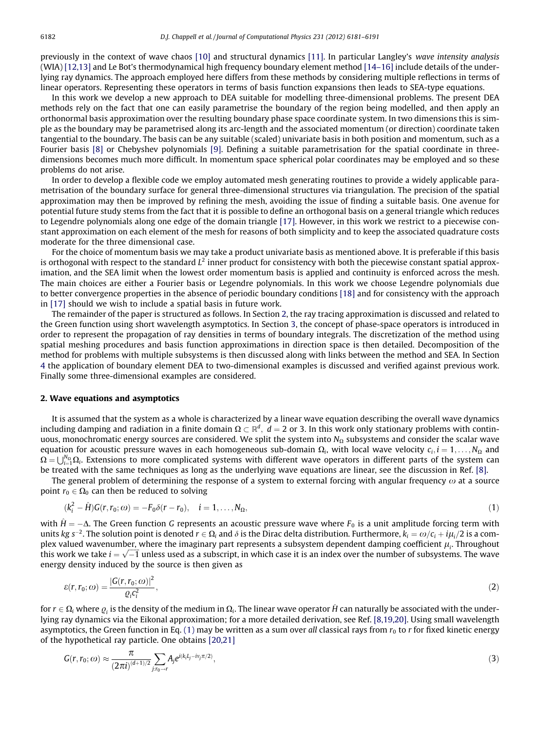previously in the context of wave chaos [10] and structural dynamics [11]. In particular Langley's *wave intensity analysis* (WIA) [12,13] and Le Bot's thermodynamical high frequency boundary element method [14–16] include details of the underlying ray dynamics. The approach employed here differs from these methods by considering multiple reflections in terms of linear operators. Representing these operators in terms of basis function expansions then leads to SEA-type equations.

In this work we develop a new approach to DEA suitable for modelling three-dimensional problems. The present DEA methods rely on the fact that one can easily parametrise the boundary of the region being modelled, and then apply an orthonormal basis approximation over the resulting boundary phase space coordinate system. In two dimensions this is simple as the boundary may be parametrised along its arc-length and the associated momentum (or direction) coordinate taken tangential to the boundary. The basis can be any suitable (scaled) univariate basis in both position and momentum, such as a Fourier basis [8] or Chebyshev polynomials [9]. Defining a suitable parametrisation for the spatial coordinate in three-dimensions becomes much more difficult. In momentum space spherical polar coordinates may be employed and so these problems do not arise.

In order to develop a flexible code we employ automated mesh generating routines to provide a widely applicable parametrisation of the boundary surface for general three-dimensional structures via triangulation. The precision of the spatial approximation may then be improved by refining the mesh, avoiding the issue of finding a suitable basis. One avenue for potential future study stems from the fact that it is possible to define an orthogonal basis on a general triangle which reduces to Legendre polynomials along one edge of the domain triangle [17]. However, in this work we restrict to a piecewise constant approximation on each element of the mesh for reasons of both simplicity and to keep the associated quadrature costs moderate for the three dimensional case.

For the choice of momentum basis we may take a product univariate basis as mentioned above. It is preferable if this basis is orthogonal with respect to the standard $L^2$ inner product for consistency with both the piecewise constant spatial approximation, and the SEA limit when the lowest order momentum basis is applied and continuity is enforced across the mesh. The main choices are either a Fourier basis or Legendre polynomials. In this work we choose Legendre polynomials due to better convergence properties in the absence of periodic boundary conditions [18] and for consistency with the approach in [17] should we wish to include a spatial basis in future work.

The remainder of the paper is structured as follows. In Section 2, the ray tracing approximation is discussed and related to the Green function using short wavelength asymptotics. In Section 3, the concept of phase-space operators is introduced in order to represent the propagation of ray densities in terms of boundary integrals. The discretization of the method using spatial meshing procedures and basis function approximations in direction space is then detailed. Decomposition of the method for problems with multiple subsystems is then discussed along with links between the method and SEA. In Section 4 the application of boundary element DEA to two-dimensional examples is discussed and verified against previous work. Finally some three-dimensional examples are considered.

## 2. Wave equations and asymptotics

It is assumed that the system as a whole is characterized by a linear wave equation describing the overall wave dynamics including damping and radiation in a finite domain $\Omega \subset \mathbb{R}^d$, $d = 2$ or 3. In this work only stationary problems with continuous, monochromatic energy sources are considered. We split the system into $N_\Omega$ subsystems and consider the scalar wave equation for acoustic pressure waves in each homogeneous sub-domain $\Omega_i$, with local wave velocity $c_i, i = 1, \ldots, N_\Omega$ and $\Omega = \bigcup_{i=1}^{N_\Omega} \Omega_i$. Extensions to more complicated systems with different wave operators in different parts of the system can be treated with the same techniques as long as the underlying wave equations are linear, see the discussion in Ref. [8].

The general problem of determining the response of a system to external forcing with angular frequency $\omega$ at a source point $r_0 \in \Omega_0$ can then be reduced to solving

$$(k_i^2 - \hat{H})G(r, r_0; \omega) = -F_0 \delta(r - r_0), \quad i = 1, \ldots, N_\Omega, \tag{1}$$

with $\hat{H} = -\Delta$. The Green function $G$ represents an acoustic pressure wave where $F_0$ is a unit amplitude forcing term with units $kg\, s^{-2}$. The solution point is denoted $r \in \Omega_i$ and $\delta$ is the Dirac delta distribution. Furthermore, $k_i = \omega/c_i + i\mu_i/2$ is a complex valued wavenumber, where the imaginary part represents a subsystem dependent damping coefficient $\mu_i$. Throughout this work we take $i = \sqrt{-1}$ unless used as a subscript, in which case it is an index over the number of subsystems. The wave energy density induced by the source is then given as

$$\varepsilon(r, r_0; \omega) = \frac{|G(r, r_0; \omega)|^2}{\varrho_i c_i^2}, \tag{2}$$

for $r \in \Omega_i$ where $\varrho_i$ is the density of the medium in $\Omega_i$. The linear wave operator $\hat{H}$ can naturally be associated with the underlying ray dynamics via the Eikonal approximation; for a more detailed derivation, see Ref. [8,19,20]. Using small wavelength asymptotics, the Green function in Eq. (1) may be written as a sum over *all* classical rays from $r_0$ to $r$ for fixed kinetic energy of the hypothetical ray particle. One obtains [20,21]

$$G(r, r_0; \omega) \approx \frac{\pi}{(2\pi i)^{(d+1)/2}} \sum_{j: r_0 \to r} A_j e^{i(k_i L_j - i\nu_j \pi/2)}, \tag{3}$$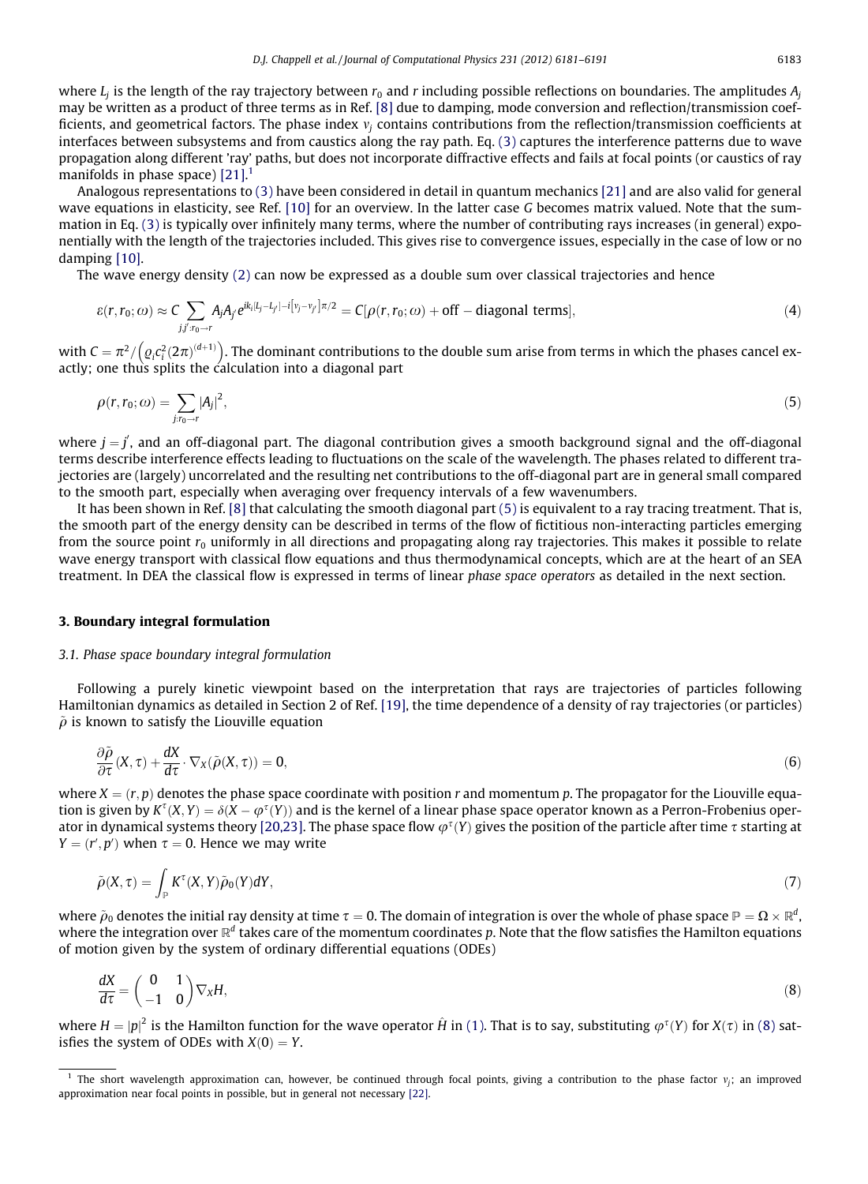where $L_j$ is the length of the ray trajectory between $r_0$ and $r$ including possible reflections on boundaries. The amplitudes $A_j$ may be written as a product of three terms as in Ref. [8] due to damping, mode conversion and reflection/transmission coefficients, and geometrical factors. The phase index $\nu_j$ contains contributions from the reflection/transmission coefficients at interfaces between subsystems and from caustics along the ray path. Eq. (3) captures the interference patterns due to wave propagation along different 'ray' paths, but does not incorporate diffractive effects and fails at focal points (or caustics of ray manifolds in phase space) [21].[1]

Analogous representations to (3) have been considered in detail in quantum mechanics [21] and are also valid for general wave equations in elasticity, see Ref. [10] for an overview. In the latter case $G$ becomes matrix valued. Note that the summation in Eq. (3) is typically over infinitely many terms, where the number of contributing rays increases (in general) exponentially with the length of the trajectories included. This gives rise to convergence issues, especially in the case of low or no damping [10].

The wave energy density (2) can now be expressed as a double sum over classical trajectories and hence

$$\varepsilon(r, r_0; \omega) \approx C \sum_{j,j':r_0 \to r} A_j A_{j'} e^{ik_i[L_j - L_{j'}] - i[\nu_j - \nu_{j'}]\pi/2} = C[\rho(r, r_0; \omega) + \text{off} - \text{diagonal terms}], \tag{4}$$

with $C = \pi^2 / \left(\varrho_i c_i^2 (2\pi)^{(d+1)}\right)$. The dominant contributions to the double sum arise from terms in which the phases cancel exactly; one thus splits the calculation into a diagonal part

$$\rho(r, r_0; \omega) = \sum_{j:r_0 \to r} |A_j|^2, \tag{5}$$

where $j = j'$, and an off-diagonal part. The diagonal contribution gives a smooth background signal and the off-diagonal terms describe interference effects leading to fluctuations on the scale of the wavelength. The phases related to different trajectories are (largely) uncorrelated and the resulting net contributions to the off-diagonal part are in general small compared to the smooth part, especially when averaging over frequency intervals of a few wavenumbers.

It has been shown in Ref. [8] that calculating the smooth diagonal part (5) is equivalent to a ray tracing treatment. That is, the smooth part of the energy density can be described in terms of the flow of fictitious non-interacting particles emerging from the source point $r_0$ uniformly in all directions and propagating along ray trajectories. This makes it possible to relate wave energy transport with classical flow equations and thus thermodynamical concepts, which are at the heart of an SEA treatment. In DEA the classical flow is expressed in terms of linear *phase space operators* as detailed in the next section.

## 3. Boundary integral formulation

### 3.1. Phase space boundary integral formulation

Following a purely kinetic viewpoint based on the interpretation that rays are trajectories of particles following Hamiltonian dynamics as detailed in Section 2 of Ref. [19], the time dependence of a density of ray trajectories (or particles) $\tilde{\rho}$ is known to satisfy the Liouville equation

$$\frac{\partial \tilde{\rho}}{\partial \tau}(X, \tau) + \frac{dX}{d\tau} \cdot \nabla_X(\tilde{\rho}(X, \tau)) = 0, \tag{6}$$

where $X = (r, p)$ denotes the phase space coordinate with position $r$ and momentum $p$. The propagator for the Liouville equation is given by $K^\tau(X, Y) = \delta(X - \varphi^\tau(Y))$ and is the kernel of a linear phase space operator known as a Perron-Frobenius operator in dynamical systems theory [20,23]. The phase space flow $\varphi^\tau(Y)$ gives the position of the particle after time $\tau$ starting at $Y = (r', p')$ when $\tau = 0$. Hence we may write

$$\tilde{\rho}(X, \tau) = \int_{\mathbb{P}} K^\tau(X, Y) \tilde{\rho}_0(Y) dY, \tag{7}$$

where $\tilde{\rho}_0$ denotes the initial ray density at time $\tau = 0$. The domain of integration is over the whole of phase space $\mathbb{P} = \Omega \times \mathbb{R}^d$, where the integration over $\mathbb{R}^d$ takes care of the momentum coordinates $p$. Note that the flow satisfies the Hamilton equations of motion given by the system of ordinary differential equations (ODEs)

$$\frac{dX}{d\tau} = \begin{pmatrix} 0 & 1 \\ -1 & 0 \end{pmatrix} \nabla_X H, \tag{8}$$

where $H = |p|^2$ is the Hamilton function for the wave operator $\hat{H}$ in (1). That is to say, substituting $\varphi^\tau(Y)$ for $X(\tau)$ in (8) satisfies the system of ODEs with $X(0) = Y$.

[1] The short wavelength approximation can, however, be continued through focal points, giving a contribution to the phase factor $\nu_j$; an improved approximation near focal points in possible, but in general not necessary [22].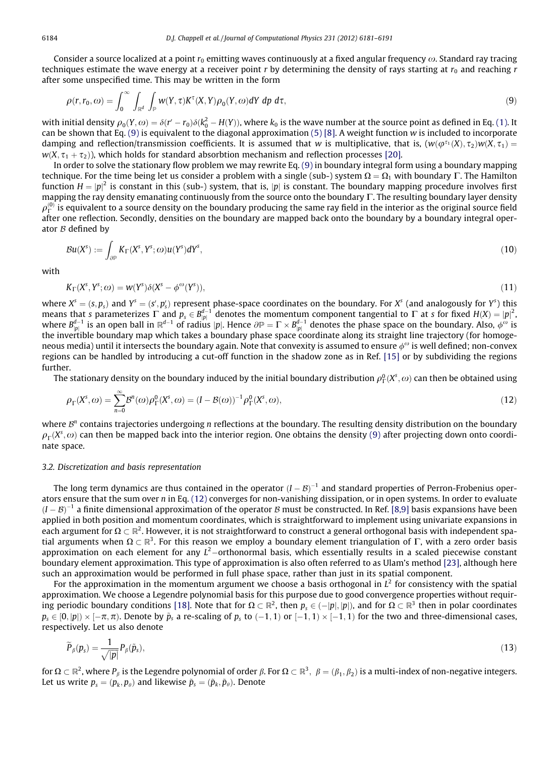Consider a source localized at a point $r_0$ emitting waves continuously at a fixed angular frequency $\omega$. Standard ray tracing techniques estimate the wave energy at a receiver point $r$ by determining the density of rays starting at $r_0$ and reaching $r$ after some unspecified time. This may be written in the form

$$\rho(r, r_0, \omega) = \int_0^\infty \int_{\mathbb{R}^d} \int_{\mathbb{P}} w(Y, \tau) K^\tau(X, Y) \rho_0(Y, \omega) dY \; dp \; d\tau, \tag{9}$$

with initial density $\rho_0(Y, \omega) = \delta(r' - r_0)\delta(k_0^2 - H(Y))$, where $k_0$ is the wave number at the source point as defined in Eq. (1). It can be shown that Eq. (9) is equivalent to the diagonal approximation (5) [8]. A weight function $w$ is included to incorporate damping and reflection/transmission coefficients. It is assumed that $w$ is multiplicative, that is, $(w(\varphi^{\tau_1}(X), \tau_2) w(X, \tau_1) = w(X, \tau_1 + \tau_2))$, which holds for standard absorbtion mechanism and reflection processes [20].

In order to solve the stationary flow problem we may rewrite Eq. (9) in boundary integral form using a boundary mapping technique. For the time being let us consider a problem with a single (sub-) system $\Omega = \Omega_1$ with boundary $\Gamma$. The Hamilton function $H = |p|^2$ is constant in this (sub-) system, that is, $|p|$ is constant. The boundary mapping procedure involves first mapping the ray density emanating continuously from the source onto the boundary $\Gamma$. The resulting boundary layer density $\rho_\Gamma^{(0)}$ is equivalent to a source density on the boundary producing the same ray field in the interior as the original source field after one reflection. Secondly, densities on the boundary are mapped back onto the boundary by a boundary integral operator $\mathcal{B}$ defined by

$$\mathcal{B}u(X^s) := \int_{\partial\mathbb{P}} K_\Gamma(X^s, Y^s; \omega) u(Y^s) dY^s, \tag{10}$$

with

$$K_\Gamma(X^s, Y^s; \omega) = w(Y^s)\delta(X^s - \phi^\omega(Y^s)), \tag{11}$$

where $X^s = (s, p_s)$ and $Y^s = (s', p'_s)$ represent phase-space coordinates on the boundary. For $X^s$ (and analogously for $Y^s$) this means that $s$ parameterizes $\Gamma$ and $p_s \in B_{|p|}^{d-1}$ denotes the momentum component tangential to $\Gamma$ at $s$ for fixed $H(X) = |p|^2$, where $B_{|p|}^{d-1}$ is an open ball in $\mathbb{R}^{d-1}$ of radius $|p|$. Hence $\partial\mathbb{P} = \Gamma \times B_{|p|}^{d-1}$ denotes the phase space on the boundary. Also, $\phi^\omega$ is the invertible boundary map which takes a boundary phase space coordinate along its straight line trajectory (for homogeneous media) until it intersects the boundary again. Note that convexity is assumed to ensure $\phi^\omega$ is well defined; non-convex regions can be handled by introducing a cut-off function in the shadow zone as in Ref. [15] or by subdividing the regions further.

The stationary density on the boundary induced by the initial boundary distribution $\rho_\Gamma^0(X^s, \omega)$ can then be obtained using

$$\rho_\Gamma(X^s, \omega) = \sum_{n=0}^{\infty} \mathcal{B}^n(\omega)\rho_\Gamma^0(X^s, \omega) = (I - \mathcal{B}(\omega))^{-1}\rho_\Gamma^0(X^s, \omega), \tag{12}$$

where $\mathcal{B}^n$ contains trajectories undergoing $n$ reflections at the boundary. The resulting density distribution on the boundary $\rho_\Gamma(X^s, \omega)$ can then be mapped back into the interior region. One obtains the density (9) after projecting down onto coordinate space.

### 3.2. Discretization and basis representation

The long term dynamics are thus contained in the operator $(I - \mathcal{B})^{-1}$ and standard properties of Perron-Frobenius operators ensure that the sum over $n$ in Eq. (12) converges for non-vanishing dissipation, or in open systems. In order to evaluate $(I - \mathcal{B})^{-1}$ a finite dimensional approximation of the operator $\mathcal{B}$ must be constructed. In Ref. [8,9] basis expansions have been applied in both position and momentum coordinates, which is straightforward to implement using univariate expansions in each argument for $\Omega \subset \mathbb{R}^2$. However, it is not straightforward to construct a general orthogonal basis with independent spatial arguments when $\Omega \subset \mathbb{R}^3$. For this reason we employ a boundary element triangulation of $\Gamma$, with a zero order basis approximation on each element for any $L^2$–orthonormal basis, which essentially results in a scaled piecewise constant boundary element approximation. This type of approximation is also often referred to as Ulam's method [23], although here such an approximation would be performed in full phase space, rather than just in its spatial component.

For the approximation in the momentum argument we choose a basis orthogonal in $L^2$ for consistency with the spatial approximation. We choose a Legendre polynomial basis for this purpose due to good convergence properties without requiring periodic boundary conditions [18]. Note that for $\Omega \subset \mathbb{R}^2$, then $p_s \in (-|p|, |p|)$, and for $\Omega \subset \mathbb{R}^3$ then in polar coordinates $p_s \in [0, |p|) \times [-\pi, \pi)$. Denote by $\tilde{p}_s$ a re-scaling of $p_s$ to $(-1, 1)$ or $[-1, 1) \times [-1, 1)$ for the two and three-dimensional cases, respectively. Let us also denote

$$\widetilde{P}_\beta(p_s) = \frac{1}{\sqrt{|p|}} P_\beta(\tilde{p}_s), \tag{13}$$

for $\Omega \subset \mathbb{R}^2$, where $P_\beta$ is the Legendre polynomial of order $\beta$. For $\Omega \subset \mathbb{R}^3$, $\beta = (\beta_1, \beta_2)$ is a multi-index of non-negative integers. Let us write $p_s = (p_k, p_\theta)$ and likewise $\tilde{p}_s = (\tilde{p}_k, \tilde{p}_\theta)$. Denote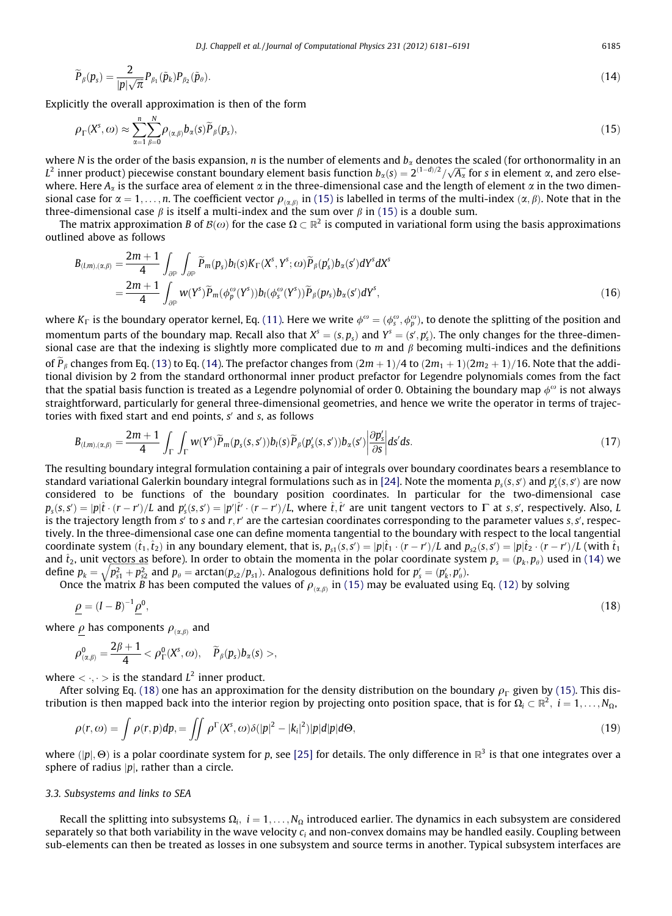$$\widetilde{P}_\beta(p_s) = \frac{2}{|p|\sqrt{\pi}} P_{\beta_1}(\tilde{p}_k) P_{\beta_2}(\tilde{p}_\theta). \tag{14}$$

Explicitly the overall approximation is then of the form

$$\rho_\Gamma(X^s, \omega) \approx \sum_{\alpha=1}^{n} \sum_{\beta=0}^{N} \rho_{(\alpha,\beta)} b_\alpha(s) \widetilde{P}_\beta(p_s), \tag{15}$$

where $N$ is the order of the basis expansion, $n$ is the number of elements and $b_\alpha$ denotes the scaled (for orthonormality in an $L^2$ inner product) piecewise constant boundary element basis function $b_\alpha(s) = 2^{(1-d)/2}/\sqrt{A_\alpha}$ for $s$ in element $\alpha$, and zero elsewhere. Here $A_\alpha$ is the surface area of element $\alpha$ in the three-dimensional case and the length of element $\alpha$ in the two dimensional case for $\alpha = 1, \ldots, n$. The coefficient vector $\rho_{(\alpha,\beta)}$ in (15) is labelled in terms of the multi-index $(\alpha, \beta)$. Note that in the three-dimensional case $\beta$ is itself a multi-index and the sum over $\beta$ in (15) is a double sum.

The matrix approximation $B$ of $\mathcal{B}(\omega)$ for the case $\Omega \subset \mathbb{R}^2$ is computed in variational form using the basis approximations outlined above as follows

$$\begin{aligned} B_{(l,m),(\alpha,\beta)} &= \frac{2m+1}{4} \int_{\partial\mathbb{P}} \int_{\partial\mathbb{P}} \widetilde{P}_m(p_s) b_l(s) K_\Gamma(X^s, Y^s; \omega) \widetilde{P}_\beta(p'_s) b_\alpha(s') dY^s dX^s \\ &= \frac{2m+1}{4} \int_{\partial\mathbb{P}} w(Y^s) \widetilde{P}_m(\phi_p^\omega(Y^s)) b_l(\phi_s^\omega(Y^s)) \widetilde{P}_\beta(p\prime_s) b_\alpha(s') dY^s, \end{aligned} \tag{16}$$

where $K_\Gamma$ is the boundary operator kernel, Eq. (11). Here we write $\phi^\omega = (\phi_s^\omega, \phi_p^\omega)$, to denote the splitting of the position and momentum parts of the boundary map. Recall also that $X^s = (s, p_s)$ and $Y^s = (s', p'_s)$. The only changes for the three-dimensional case are that the indexing is slightly more complicated due to $m$ and $\beta$ becoming multi-indices and the definitions of $\widetilde{P}_\beta$ changes from Eq. (13) to Eq. (14). The prefactor changes from $(2m+1)/4$ to $(2m_1+1)(2m_2+1)/16$. Note that the additional division by 2 from the standard orthonormal inner product prefactor for Legendre polynomials comes from the fact that the spatial basis function is treated as a Legendre polynomial of order 0. Obtaining the boundary map $\phi^\omega$ is not always straightforward, particularly for general three-dimensional geometries, and hence we write the operator in terms of trajectories with fixed start and end points, $s'$ and $s$, as follows

$$B_{(l,m),(\alpha,\beta)} = \frac{2m+1}{4} \int_\Gamma \int_\Gamma w(Y^s) \widetilde{P}_m(p_s(s,s')) b_l(s) \widetilde{P}_\beta(p'_s(s,s')) b_\alpha(s') \left| \frac{\partial p'_s}{\partial s} \right| ds' ds. \tag{17}$$

The resulting boundary integral formulation containing a pair of integrals over boundary coordinates bears a resemblance to standard variational Galerkin boundary integral formulations such as in [24]. Note the momenta $p_s(s,s')$ and $p'_s(s,s')$ are now considered to be functions of the boundary position coordinates. In particular for the two-dimensional case $p_s(s,s') = |p|\hat{t} \cdot (r - r')/L$ and $p'_s(s,s') = |p'|\hat{t}' \cdot (r - r')/L$, where $\hat{t}, \hat{t}'$ are unit tangent vectors to $\Gamma$ at $s, s'$, respectively. Also, $L$ is the trajectory length from $s'$ to $s$ and $r, r'$ are the cartesian coordinates corresponding to the parameter values $s, s'$, respectively. In the three-dimensional case one can define momenta tangential to the boundary with respect to the local tangential coordinate system $(\hat{t}_1, \hat{t}_2)$ in any boundary element, that is, $p_{s1}(s,s') = |p|\hat{t}_1 \cdot (r - r')/L$ and $p_{s2}(s,s') = |p|\hat{t}_2 \cdot (r - r')/L$ (with $\hat{t}_1$ and $\hat{t}_2$, unit vectors as before). In order to obtain the momenta in the polar coordinate system $p_s = (p_k, p_\theta)$ used in (14) we define $p_k = \sqrt{p_{s1}^2 + p_{s2}^2}$ and $p_\theta = \arctan(p_{s2}/p_{s1})$. Analogous definitions hold for $p'_s = (p'_k, p'_\theta)$.

Once the matrix $B$ has been computed the values of $\rho_{(\alpha,\beta)}$ in (15) may be evaluated using Eq. (12) by solving

$$\underline{\rho} = (I - B)^{-1} \underline{\rho}^0, \tag{18}$$

where $\underline{\rho}$ has components $\rho_{(\alpha,\beta)}$ and

$$\rho^0_{(\alpha,\beta)} = \frac{2\beta+1}{4} < \rho^0_\Gamma(X^s, \omega), \quad \widetilde{P}_\beta(p_s) b_\alpha(s) >,$$

where $< \cdot, \cdot >$ is the standard $L^2$ inner product.

After solving Eq. (18) one has an approximation for the density distribution on the boundary $\rho_\Gamma$ given by (15). This distribution is then mapped back into the interior region by projecting onto position space, that is for $\Omega_i \subset \mathbb{R}^2$, $i = 1, \ldots, N_\Omega$,

$$\rho(r, \omega) = \int \rho(r, p) dp, = \iint \rho^\Gamma(X^s, \omega) \delta(|p|^2 - |k_i|^2) |p| d|p| d\Theta, \tag{19}$$

where $(|p|, \Theta)$ is a polar coordinate system for $p$, see [25] for details. The only difference in $\mathbb{R}^3$ is that one integrates over a sphere of radius $|p|$, rather than a circle.

### 3.3. Subsystems and links to SEA

Recall the splitting into subsystems $\Omega_i$, $i = 1, \ldots, N_\Omega$ introduced earlier. The dynamics in each subsystem are considered separately so that both variability in the wave velocity $c_i$ and non-convex domains may be handled easily. Coupling between sub-elements can then be treated as losses in one subsystem and source terms in another. Typical subsystem interfaces are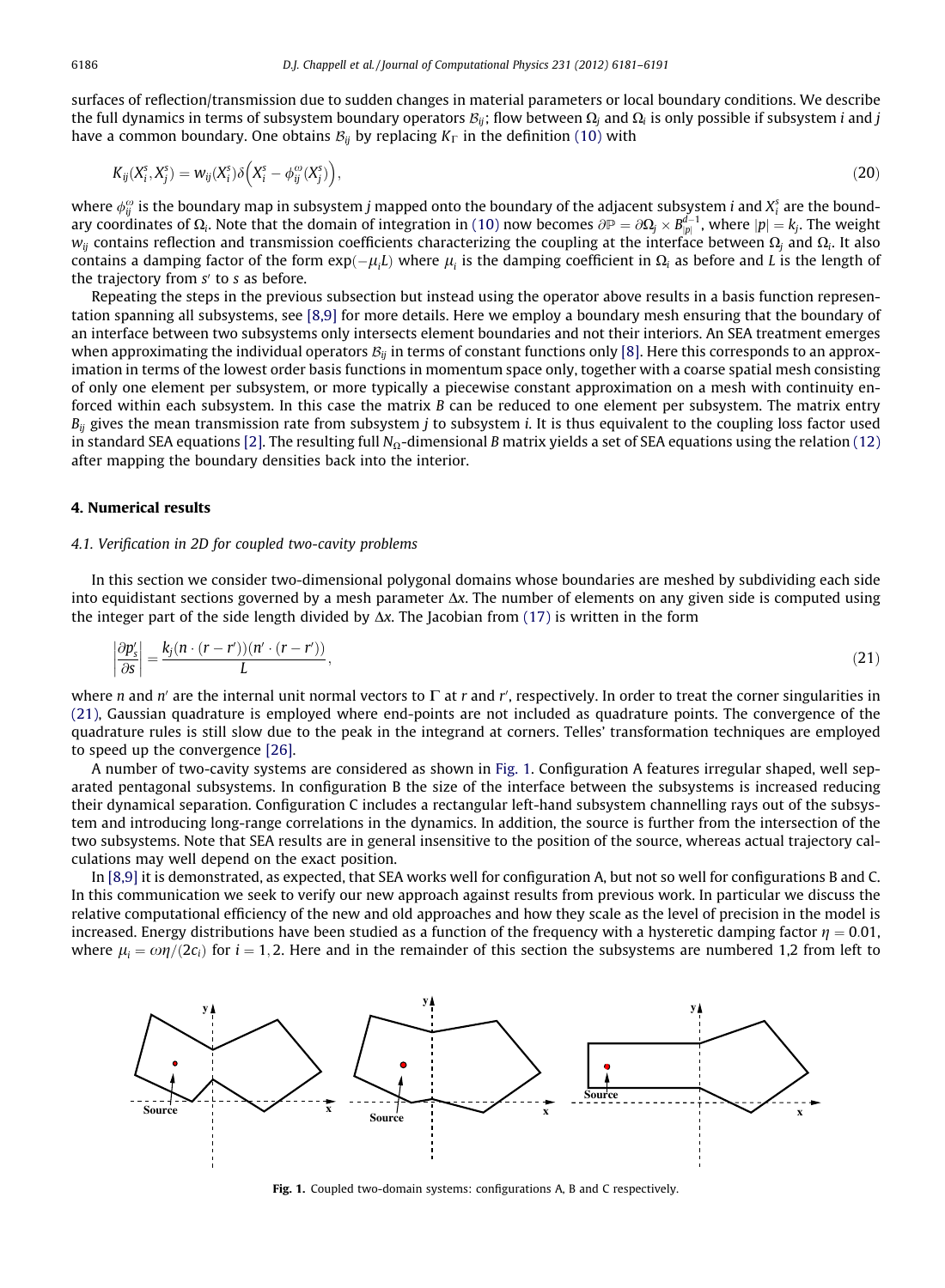surfaces of reflection/transmission due to sudden changes in material parameters or local boundary conditions. We describe the full dynamics in terms of subsystem boundary operators $\mathcal{B}_{ij}$; flow between $\Omega_j$ and $\Omega_i$ is only possible if subsystem $i$ and $j$ have a common boundary. One obtains $\mathcal{B}_{ij}$ by replacing $K_\Gamma$ in the definition (10) with

$$K_{ij}(X_i^s, X_j^s) = w_{ij}(X_i^s)\delta\left(X_i^s - \phi_{ij}^{\omega}(X_j^s)\right), \tag{20}$$

where $\phi_{ij}^{\omega}$ is the boundary map in subsystem $j$ mapped onto the boundary of the adjacent subsystem $i$ and $X_i^s$ are the boundary coordinates of $\Omega_i$. Note that the domain of integration in (10) now becomes $\partial\mathbb{P} = \partial\Omega_j \times B_{|p|}^{d-1}$, where $|p| = k_j$. The weight $w_{ij}$ contains reflection and transmission coefficients characterizing the coupling at the interface between $\Omega_j$ and $\Omega_i$. It also contains a damping factor of the form $\exp(-\mu_i L)$ where $\mu_i$ is the damping coefficient in $\Omega_i$ as before and $L$ is the length of the trajectory from $s'$ to $s$ as before.

Repeating the steps in the previous subsection but instead using the operator above results in a basis function representation spanning all subsystems, see [8,9] for more details. Here we employ a boundary mesh ensuring that the boundary of an interface between two subsystems only intersects element boundaries and not their interiors. An SEA treatment emerges when approximating the individual operators $\mathcal{B}_{ij}$ in terms of constant functions only [8]. Here this corresponds to an approximation in terms of the lowest order basis functions in momentum space only, together with a coarse spatial mesh consisting of only one element per subsystem, or more typically a piecewise constant approximation on a mesh with continuity enforced within each subsystem. In this case the matrix $B$ can be reduced to one element per subsystem. The matrix entry $B_{ij}$ gives the mean transmission rate from subsystem $j$ to subsystem $i$. It is thus equivalent to the coupling loss factor used in standard SEA equations [2]. The resulting full $N_\Omega$-dimensional $B$ matrix yields a set of SEA equations using the relation (12) after mapping the boundary densities back into the interior.

## 4. Numerical results

### 4.1. Verification in 2D for coupled two-cavity problems

In this section we consider two-dimensional polygonal domains whose boundaries are meshed by subdividing each side into equidistant sections governed by a mesh parameter $\Delta x$. The number of elements on any given side is computed using the integer part of the side length divided by $\Delta x$. The Jacobian from (17) is written in the form

$$\left|\frac{\partial p_s'}{\partial s}\right| = \frac{k_j(n\cdot(r-r'))(n'\cdot(r-r'))}{L}, \tag{21}$$

where $n$ and $n'$ are the internal unit normal vectors to $\Gamma$ at $r$ and $r'$, respectively. In order to treat the corner singularities in (21), Gaussian quadrature is employed where end-points are not included as quadrature points. The convergence of the quadrature rules is still slow due to the peak in the integrand at corners. Telles' transformation techniques are employed to speed up the convergence [26].

A number of two-cavity systems are considered as shown in Fig. 1. Configuration A features irregular shaped, well separated pentagonal subsystems. In configuration B the size of the interface between the subsystems is increased reducing their dynamical separation. Configuration C includes a rectangular left-hand subsystem channelling rays out of the subsystem and introducing long-range correlations in the dynamics. In addition, the source is further from the intersection of the two subsystems. Note that SEA results are in general insensitive to the position of the source, whereas actual trajectory calculations may well depend on the exact position.

In [8,9] it is demonstrated, as expected, that SEA works well for configuration A, but not so well for configurations B and C. In this communication we seek to verify our new approach against results from previous work. In particular we discuss the relative computational efficiency of the new and old approaches and how they scale as the level of precision in the model is increased. Energy distributions have been studied as a function of the frequency with a hysteretic damping factor $\eta = 0.01$, where $\mu_i = \omega\eta/(2c_i)$ for $i = 1, 2$. Here and in the remainder of this section the subsystems are numbered 1,2 from left to

Fig. 1. Coupled two-domain systems: configurations A, B and C respectively.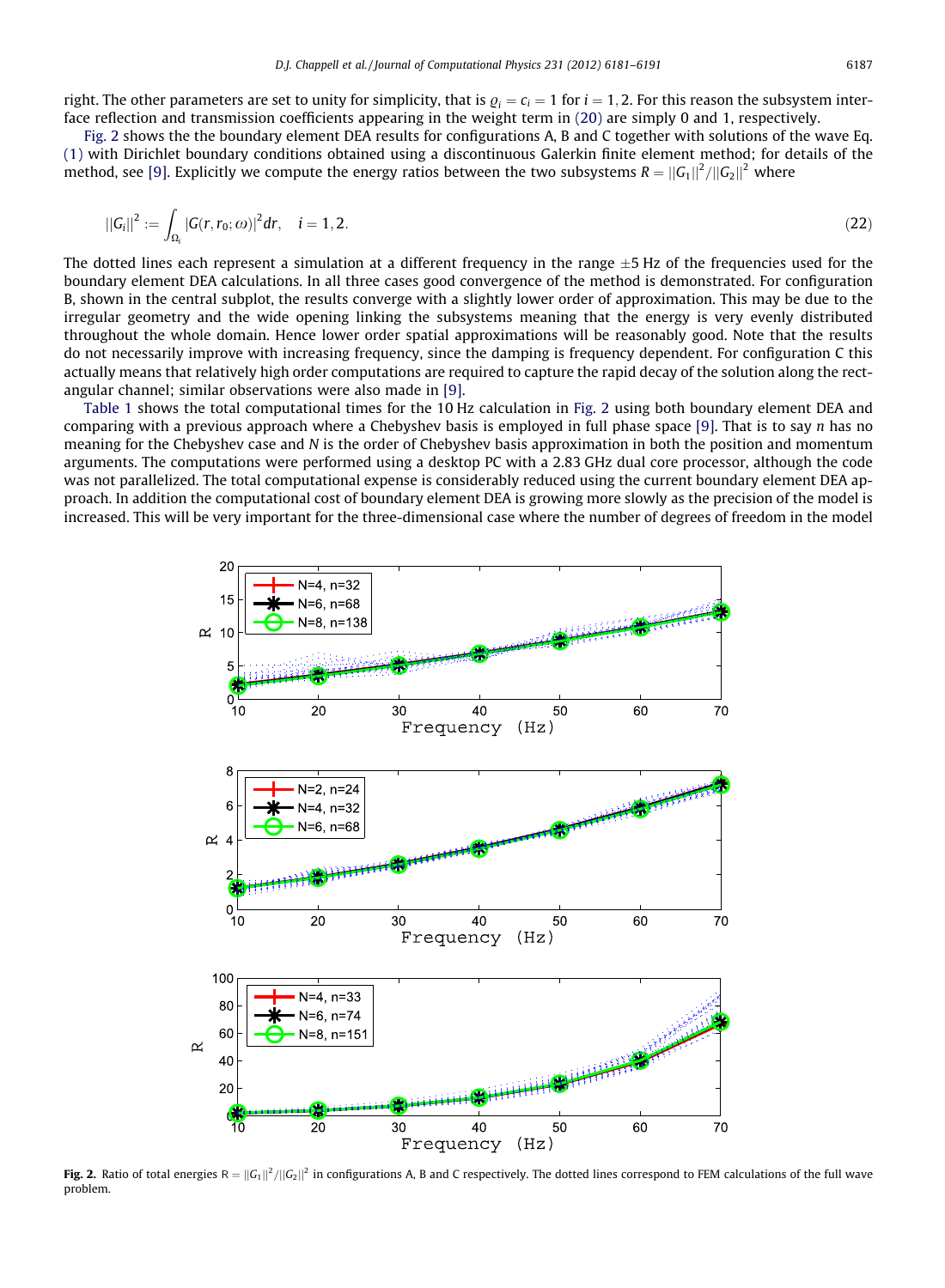right. The other parameters are set to unity for simplicity, that is $\varrho_i = c_i = 1$ for $i = 1, 2$. For this reason the subsystem interface reflection and transmission coefficients appearing in the weight term in (20) are simply 0 and 1, respectively.

Fig. 2 shows the the boundary element DEA results for configurations A, B and C together with solutions of the wave Eq. (1) with Dirichlet boundary conditions obtained using a discontinuous Galerkin finite element method; for details of the method, see [9]. Explicitly we compute the energy ratios between the two subsystems $R = \|G_1\|^2/\|G_2\|^2$ where

$$\|G_i\|^2 := \int_{\Omega_i} |G(r, r_0; \omega)|^2 dr, \quad i = 1, 2. \tag{22}$$

The dotted lines each represent a simulation at a different frequency in the range $\pm 5$ Hz of the frequencies used for the boundary element DEA calculations. In all three cases good convergence of the method is demonstrated. For configuration B, shown in the central subplot, the results converge with a slightly lower order of approximation. This may be due to the irregular geometry and the wide opening linking the subsystems meaning that the energy is very evenly distributed throughout the whole domain. Hence lower order spatial approximations will be reasonably good. Note that the results do not necessarily improve with increasing frequency, since the damping is frequency dependent. For configuration C this actually means that relatively high order computations are required to capture the rapid decay of the solution along the rectangular channel; similar observations were also made in [9].

Table 1 shows the total computational times for the 10 Hz calculation in Fig. 2 using both boundary element DEA and comparing with a previous approach where a Chebyshev basis is employed in full phase space [9]. That is to say $n$ has no meaning for the Chebyshev case and $N$ is the order of Chebyshev basis approximation in both the position and momentum arguments. The computations were performed using a desktop PC with a 2.83 GHz dual core processor, although the code was not parallelized. The total computational expense is considerably reduced using the current boundary element DEA approach. In addition the computational cost of boundary element DEA is growing more slowly as the precision of the model is increased. This will be very important for the three-dimensional case where the number of degrees of freedom in the model

**Fig. 2.** Ratio of total energies $R = \|G_1\|^2/\|G_2\|^2$ in configurations A, B and C respectively. The dotted lines correspond to FEM calculations of the full wave problem.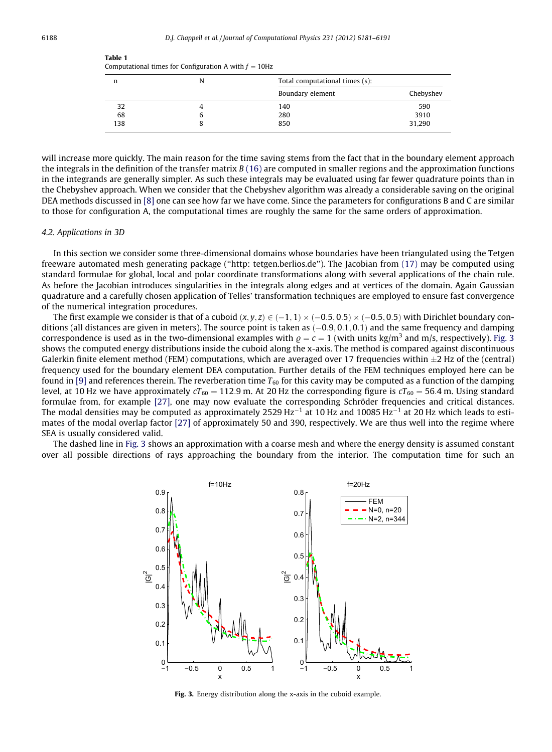**Table 1**
Computational times for Configuration A with $f = 10\text{Hz}$

| n | N | Total computational times (s): | |
|---|---|---|---|
| | | Boundary element | Chebyshev |
| 32 | 4 | 140 | 590 |
| 68 | 6 | 280 | 3910 |
| 138 | 8 | 850 | 31,290 |

will increase more quickly. The main reason for the time saving stems from the fact that in the boundary element approach the integrals in the definition of the transfer matrix $B$ (16) are computed in smaller regions and the approximation functions in the integrands are generally simpler. As such these integrals may be evaluated using far fewer quadrature points than in the Chebyshev approach. When we consider that the Chebyshev algorithm was already a considerable saving on the original DEA methods discussed in [8] one can see how far we have come. Since the parameters for configurations B and C are similar to those for configuration A, the computational times are roughly the same for the same orders of approximation.

### 4.2. Applications in 3D

In this section we consider some three-dimensional domains whose boundaries have been triangulated using the Tetgen freeware automated mesh generating package ("http: tetgen.berlios.de"). The Jacobian from (17) may be computed using standard formulae for global, local and polar coordinate transformations along with several applications of the chain rule. As before the Jacobian introduces singularities in the integrals along edges and at vertices of the domain. Again Gaussian quadrature and a carefully chosen application of Telles' transformation techniques are employed to ensure fast convergence of the numerical integration procedures.

The first example we consider is that of a cuboid $(x, y, z) \in (-1, 1) \times (-0.5, 0.5) \times (-0.5, 0.5)$ with Dirichlet boundary conditions (all distances are given in meters). The source point is taken as $(-0.9, 0.1, 0.1)$ and the same frequency and damping correspondence is used as in the two-dimensional examples with $\varrho = c = 1$ (with units kg/m$^3$ and m/s, respectively). Fig. 3 shows the computed energy distributions inside the cuboid along the x-axis. The method is compared against discontinuous Galerkin finite element method (FEM) computations, which are averaged over 17 frequencies within $\pm 2$ Hz of the (central) frequency used for the boundary element DEA computation. Further details of the FEM techniques employed here can be found in [9] and references therein. The reverberation time $T_{60}$ for this cavity may be computed as a function of the damping level, at 10 Hz we have approximately $cT_{60} = 112.9$ m. At 20 Hz the corresponding figure is $cT_{60} = 56.4$ m. Using standard formulae from, for example [27], one may now evaluate the corresponding Schröder frequencies and critical distances. The modal densities may be computed as approximately 2529 Hz$^{-1}$ at 10 Hz and 10085 Hz$^{-1}$ at 20 Hz which leads to estimates of the modal overlap factor [27] of approximately 50 and 390, respectively. We are thus well into the regime where SEA is usually considered valid.

The dashed line in Fig. 3 shows an approximation with a coarse mesh and where the energy density is assumed constant over all possible directions of rays approaching the boundary from the interior. The computation time for such an

**Fig. 3.** Energy distribution along the x-axis in the cuboid example.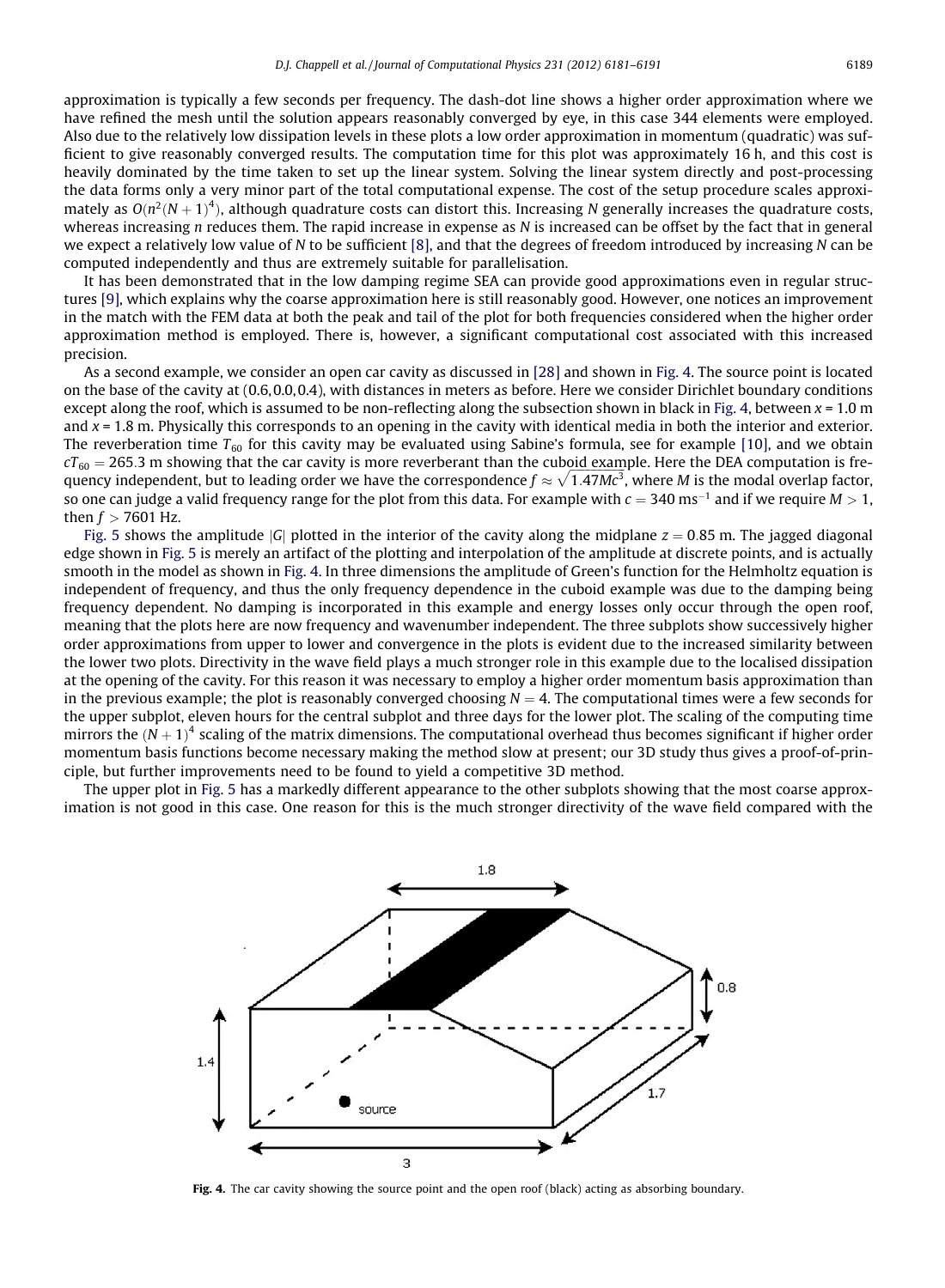approximation is typically a few seconds per frequency. The dash-dot line shows a higher order approximation where we have refined the mesh until the solution appears reasonably converged by eye, in this case 344 elements were employed. Also due to the relatively low dissipation levels in these plots a low order approximation in momentum (quadratic) was sufficient to give reasonably converged results. The computation time for this plot was approximately 16 h, and this cost is heavily dominated by the time taken to set up the linear system. Solving the linear system directly and post-processing the data forms only a very minor part of the total computational expense. The cost of the setup procedure scales approximately as $O(n^2(N+1)^4)$, although quadrature costs can distort this. Increasing $N$ generally increases the quadrature costs, whereas increasing $n$ reduces them. The rapid increase in expense as $N$ is increased can be offset by the fact that in general we expect a relatively low value of $N$ to be sufficient [8], and that the degrees of freedom introduced by increasing $N$ can be computed independently and thus are extremely suitable for parallelisation.

It has been demonstrated that in the low damping regime SEA can provide good approximations even in regular structures [9], which explains why the coarse approximation here is still reasonably good. However, one notices an improvement in the match with the FEM data at both the peak and tail of the plot for both frequencies considered when the higher order approximation method is employed. There is, however, a significant computational cost associated with this increased precision.

As a second example, we consider an open car cavity as discussed in [28] and shown in Fig. 4. The source point is located on the base of the cavity at (0.6,0.0,0.4), with distances in meters as before. Here we consider Dirichlet boundary conditions except along the roof, which is assumed to be non-reflecting along the subsection shown in black in Fig. 4, between $x = 1.0$ m and $x = 1.8$ m. Physically this corresponds to an opening in the cavity with identical media in both the interior and exterior. The reverberation time $T_{60}$ for this cavity may be evaluated using Sabine's formula, see for example [10], and we obtain $cT_{60} = 265.3$ m showing that the car cavity is more reverberant than the cuboid example. Here the DEA computation is frequency independent, but to leading order we have the correspondence $f \approx \sqrt{1.47Mc^3}$, where $M$ is the modal overlap factor, so one can judge a valid frequency range for the plot from this data. For example with $c = 340$ ms$^{-1}$ and if we require $M > 1$, then $f > 7601$ Hz.

Fig. 5 shows the amplitude $|G|$ plotted in the interior of the cavity along the midplane $z = 0.85$ m. The jagged diagonal edge shown in Fig. 5 is merely an artifact of the plotting and interpolation of the amplitude at discrete points, and is actually smooth in the model as shown in Fig. 4. In three dimensions the amplitude of Green's function for the Helmholtz equation is independent of frequency, and thus the only frequency dependence in the cuboid example was due to the damping being frequency dependent. No damping is incorporated in this example and energy losses only occur through the open roof, meaning that the plots here are now frequency and wavenumber independent. The three subplots show successively higher order approximations from upper to lower and convergence in the plots is evident due to the increased similarity between the lower two plots. Directivity in the wave field plays a much stronger role in this example due to the localised dissipation at the opening of the cavity. For this reason it was necessary to employ a higher order momentum basis approximation than in the previous example; the plot is reasonably converged choosing $N = 4$. The computational times were a few seconds for the upper subplot, eleven hours for the central subplot and three days for the lower plot. The scaling of the computing time mirrors the $(N+1)^4$ scaling of the matrix dimensions. The computational overhead thus becomes significant if higher order momentum basis functions become necessary making the method slow at present; our 3D study thus gives a proof-of-principle, but further improvements need to be found to yield a competitive 3D method.

The upper plot in Fig. 5 has a markedly different appearance to the other subplots showing that the most coarse approximation is not good in this case. One reason for this is the much stronger directivity of the wave field compared with the

**Fig. 4.** The car cavity showing the source point and the open roof (black) acting as absorbing boundary.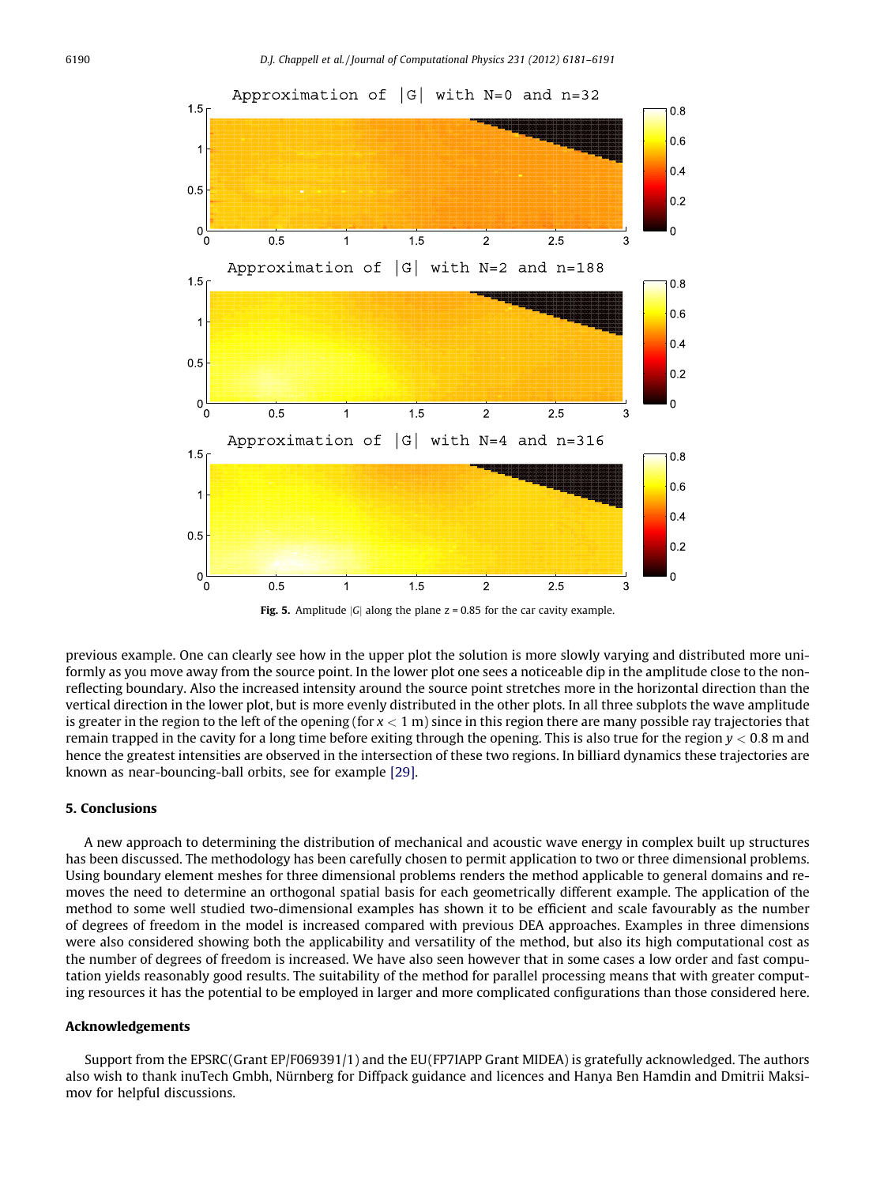Approximation of |G| with N=0 and n=32

1.5
1
0.5
0
0 0.5 1 1.5 2 2.5 3

0.8
0.6
0.4
0.2
0

Approximation of |G| with N=2 and n=188

1.5
1
0.5
0
0 0.5 1 1.5 2 2.5 3

0.8
0.6
0.4
0.2
0

Approximation of |G| with N=4 and n=316

1.5
1
0.5
0
0 0.5 1 1.5 2 2.5 3

0.8
0.6
0.4
0.2
0

**Fig. 5.** Amplitude $|G|$ along the plane z = 0.85 for the car cavity example.

previous example. One can clearly see how in the upper plot the solution is more slowly varying and distributed more uniformly as you move away from the source point. In the lower plot one sees a noticeable dip in the amplitude close to the non-reflecting boundary. Also the increased intensity around the source point stretches more in the horizontal direction than the vertical direction in the lower plot, but is more evenly distributed in the other plots. In all three subplots the wave amplitude is greater in the region to the left of the opening (for $x < 1$ m) since in this region there are many possible ray trajectories that remain trapped in the cavity for a long time before exiting through the opening. This is also true for the region $y < 0.8$ m and hence the greatest intensities are observed in the intersection of these two regions. In billiard dynamics these trajectories are known as near-bouncing-ball orbits, see for example [29].

## 5. Conclusions

A new approach to determining the distribution of mechanical and acoustic wave energy in complex built up structures has been discussed. The methodology has been carefully chosen to permit application to two or three dimensional problems. Using boundary element meshes for three dimensional problems renders the method applicable to general domains and removes the need to determine an orthogonal spatial basis for each geometrically different example. The application of the method to some well studied two-dimensional examples has shown it to be efficient and scale favourably as the number of degrees of freedom in the model is increased compared with previous DEA approaches. Examples in three dimensions were also considered showing both the applicability and versatility of the method, but also its high computational cost as the number of degrees of freedom is increased. We have also seen however that in some cases a low order and fast computation yields reasonably good results. The suitability of the method for parallel processing means that with greater computing resources it has the potential to be employed in larger and more complicated configurations than those considered here.

## Acknowledgements

Support from the EPSRC(Grant EP/F069391/1) and the EU(FP7IAPP Grant MIDEA) is gratefully acknowledged. The authors also wish to thank inuTech Gmbh, Nürnberg for Diffpack guidance and licences and Hanya Ben Hamdin and Dmitrii Maksimov for helpful discussions.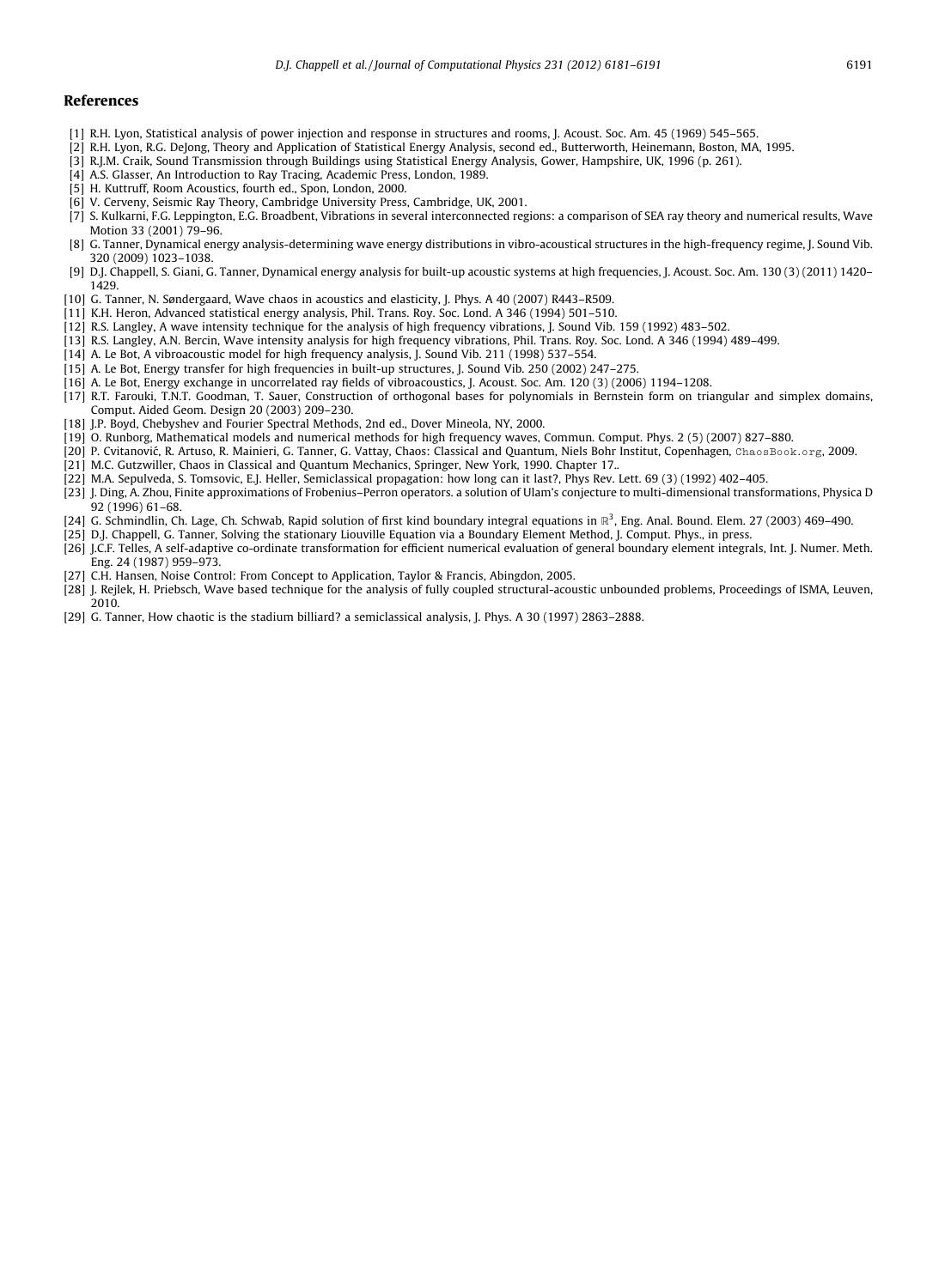## References

[1] R.H. Lyon, Statistical analysis of power injection and response in structures and rooms, J. Acoust. Soc. Am. 45 (1969) 545–565.
[2] R.H. Lyon, R.G. DeJong, Theory and Application of Statistical Energy Analysis, second ed., Butterworth, Heinemann, Boston, MA, 1995.
[3] R.J.M. Craik, Sound Transmission through Buildings using Statistical Energy Analysis, Gower, Hampshire, UK, 1996 (p. 261).
[4] A.S. Glasser, An Introduction to Ray Tracing, Academic Press, London, 1989.
[5] H. Kuttruff, Room Acoustics, fourth ed., Spon, London, 2000.
[6] V. Cerveny, Seismic Ray Theory, Cambridge University Press, Cambridge, UK, 2001.
[7] S. Kulkarni, F.G. Leppington, E.G. Broadbent, Vibrations in several interconnected regions: a comparison of SEA ray theory and numerical results, Wave Motion 33 (2001) 79–96.
[8] G. Tanner, Dynamical energy analysis-determining wave energy distributions in vibro-acoustical structures in the high-frequency regime, J. Sound Vib. 320 (2009) 1023–1038.
[9] D.J. Chappell, S. Giani, G. Tanner, Dynamical energy analysis for built-up acoustic systems at high frequencies, J. Acoust. Soc. Am. 130 (3) (2011) 1420–1429.
[10] G. Tanner, N. Søndergaard, Wave chaos in acoustics and elasticity, J. Phys. A 40 (2007) R443–R509.
[11] K.H. Heron, Advanced statistical energy analysis, Phil. Trans. Roy. Soc. Lond. A 346 (1994) 501–510.
[12] R.S. Langley, A wave intensity technique for the analysis of high frequency vibrations, J. Sound Vib. 159 (1992) 483–502.
[13] R.S. Langley, A.N. Bercin, Wave intensity analysis for high frequency vibrations, Phil. Trans. Roy. Soc. Lond. A 346 (1994) 489–499.
[14] A. Le Bot, A vibroacoustic model for high frequency analysis, J. Sound Vib. 211 (1998) 537–554.
[15] A. Le Bot, Energy transfer for high frequencies in built-up structures, J. Sound Vib. 250 (2002) 247–275.
[16] A. Le Bot, Energy exchange in uncorrelated ray fields of vibroacoustics, J. Acoust. Soc. Am. 120 (3) (2006) 1194–1208.
[17] R.T. Farouki, T.N.T. Goodman, T. Sauer, Construction of orthogonal bases for polynomials in Bernstein form on triangular and simplex domains, Comput. Aided Geom. Design 20 (2003) 209–230.
[18] J.P. Boyd, Chebyshev and Fourier Spectral Methods, 2nd ed., Dover Mineola, NY, 2000.
[19] O. Runborg, Mathematical models and numerical methods for high frequency waves, Commun. Comput. Phys. 2 (5) (2007) 827–880.
[20] P. Cvitanović, R. Artuso, R. Mainieri, G. Tanner, G. Vattay, Chaos: Classical and Quantum, Niels Bohr Institut, Copenhagen, ChaosBook.org, 2009.
[21] M.C. Gutzwiller, Chaos in Classical and Quantum Mechanics, Springer, New York, 1990. Chapter 17..
[22] M.A. Sepulveda, S. Tomsovic, E.J. Heller, Semiclassical propagation: how long can it last?, Phys Rev. Lett. 69 (3) (1992) 402–405.
[23] J. Ding, A. Zhou, Finite approximations of Frobenius–Perron operators. a solution of Ulam's conjecture to multi-dimensional transformations, Physica D 92 (1996) 61–68.
[24] G. Schmindlin, Ch. Lage, Ch. Schwab, Rapid solution of first kind boundary integral equations in $\mathbb{R}^3$, Eng. Anal. Bound. Elem. 27 (2003) 469–490.
[25] D.J. Chappell, G. Tanner, Solving the stationary Liouville Equation via a Boundary Element Method, J. Comput. Phys., in press.
[26] J.C.F. Telles, A self-adaptive co-ordinate transformation for efficient numerical evaluation of general boundary element integrals, Int. J. Numer. Meth. Eng. 24 (1987) 959–973.
[27] C.H. Hansen, Noise Control: From Concept to Application, Taylor & Francis, Abingdon, 2005.
[28] J. Rejlek, H. Priebsch, Wave based technique for the analysis of fully coupled structural-acoustic unbounded problems, Proceedings of ISMA, Leuven, 2010.
[29] G. Tanner, How chaotic is the stadium billiard? a semiclassical analysis, J. Phys. A 30 (1997) 2863–2888.